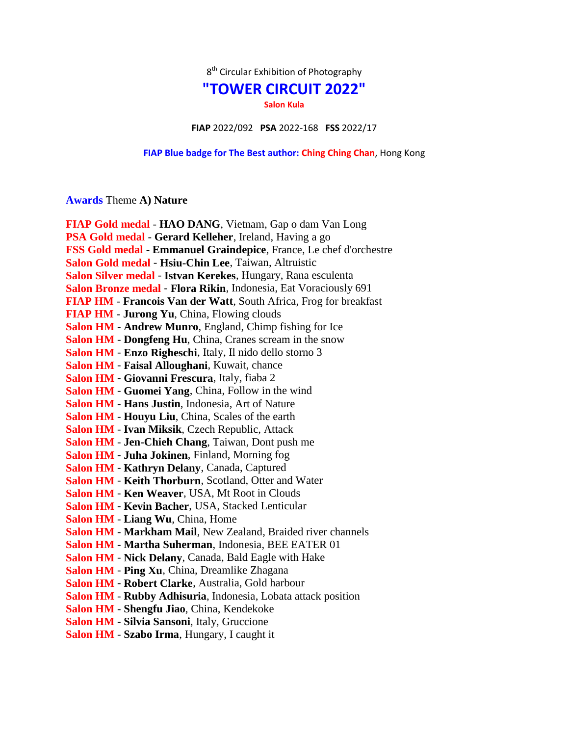8th Circular Exhibition of Photography

# "TOWER CIRCUIT 2022"

**Salon Kula**

**FIAP** 2022/092 **PSA** 2022-168 **FSS** 2022/17

**FIAP Blue badge for The Best author: Ching Ching Chan**, Hong Kong

**Awards** Theme **A) Nature**

**FIAP Gold medal** - **HAO DANG**, Vietnam, Gap o dam Van Long
**PSA Gold medal** - **Gerard Kelleher**, Ireland, Having a go
**FSS Gold medal** - **Emmanuel Graindepice**, France, Le chef d'orchestre
**Salon Gold medal** - **Hsiu-Chin Lee**, Taiwan, Altruistic
**Salon Silver medal** - **Istvan Kerekes**, Hungary, Rana esculenta
**Salon Bronze medal** - **Flora Rikin**, Indonesia, Eat Voraciously 691
**FIAP HM** - **Francois Van der Watt**, South Africa, Frog for breakfast
**FIAP HM** - **Jurong Yu**, China, Flowing clouds
**Salon HM** - **Andrew Munro**, England, Chimp fishing for Ice
**Salon HM** - **Dongfeng Hu**, China, Cranes scream in the snow
**Salon HM** - **Enzo Righeschi**, Italy, Il nido dello storno 3
**Salon HM** - **Faisal Alloughani**, Kuwait, chance
**Salon HM** - **Giovanni Frescura**, Italy, fiaba 2
**Salon HM** - **Guomei Yang**, China, Follow in the wind
**Salon HM** - **Hans Justin**, Indonesia, Art of Nature
**Salon HM** - **Houyu Liu**, China, Scales of the earth
**Salon HM** - **Ivan Miksik**, Czech Republic, Attack
**Salon HM** - **Jen-Chieh Chang**, Taiwan, Dont push me
**Salon HM** - **Juha Jokinen**, Finland, Morning fog
**Salon HM** - **Kathryn Delany**, Canada, Captured
**Salon HM** - **Keith Thorburn**, Scotland, Otter and Water
**Salon HM** - **Ken Weaver**, USA, Mt Root in Clouds
**Salon HM** - **Kevin Bacher**, USA, Stacked Lenticular
**Salon HM** - **Liang Wu**, China, Home
**Salon HM** - **Markham Mail**, New Zealand, Braided river channels
**Salon HM** - **Martha Suherman**, Indonesia, BEE EATER 01
**Salon HM** - **Nick Delany**, Canada, Bald Eagle with Hake
**Salon HM** - **Ping Xu**, China, Dreamlike Zhagana
**Salon HM** - **Robert Clarke**, Australia, Gold harbour
**Salon HM** - **Rubby Adhisuria**, Indonesia, Lobata attack position
**Salon HM** - **Shengfu Jiao**, China, Kendekoke
**Salon HM** - **Silvia Sansoni**, Italy, Gruccione
**Salon HM** - **Szabo Irma**, Hungary, I caught it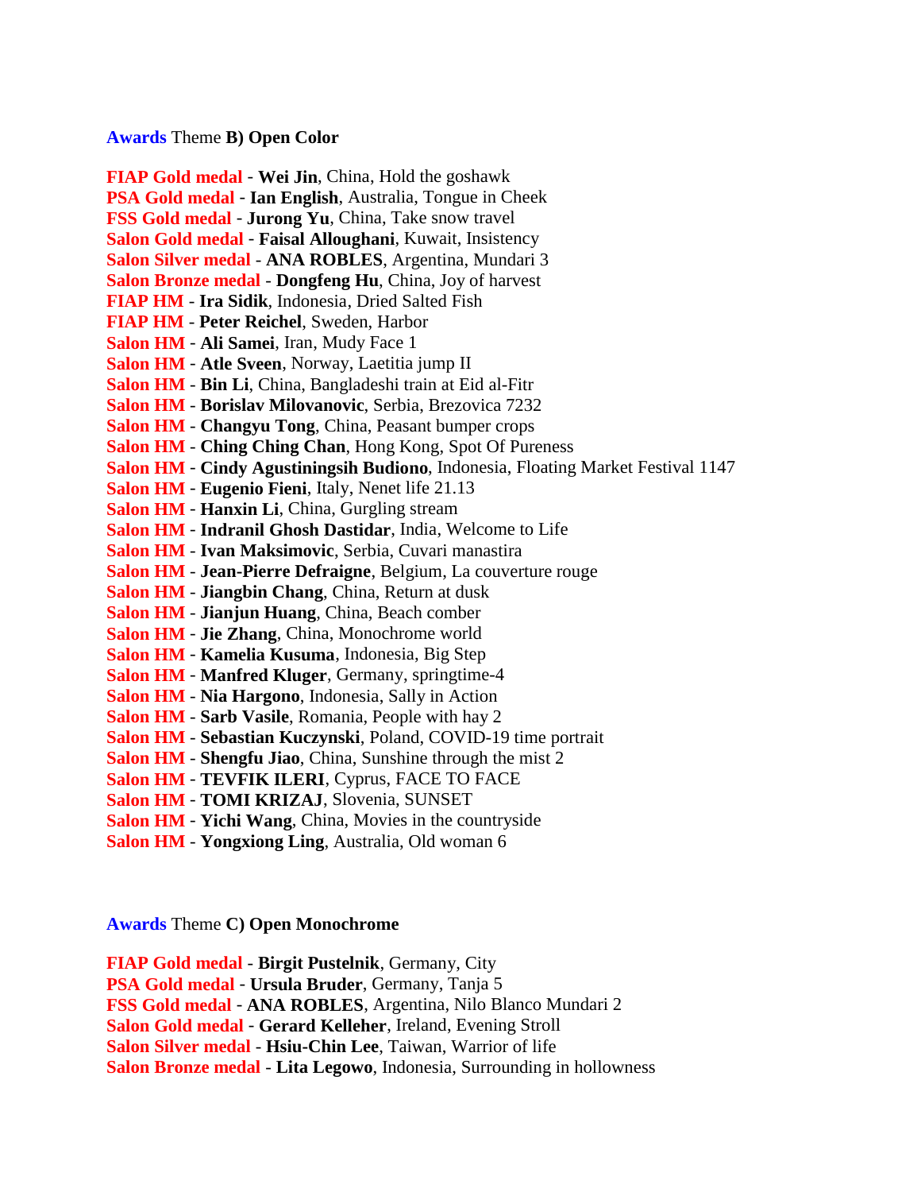**Awards** Theme **B) Open Color**

**FIAP Gold medal** - **Wei Jin**, China, Hold the goshawk  
**PSA Gold medal** - **Ian English**, Australia, Tongue in Cheek  
**FSS Gold medal** - **Jurong Yu**, China, Take snow travel  
**Salon Gold medal** - **Faisal Alloughani**, Kuwait, Insistency  
**Salon Silver medal** - **ANA ROBLES**, Argentina, Mundari 3  
**Salon Bronze medal** - **Dongfeng Hu**, China, Joy of harvest  
**FIAP HM** - **Ira Sidik**, Indonesia, Dried Salted Fish  
**FIAP HM** - **Peter Reichel**, Sweden, Harbor  
**Salon HM** - **Ali Samei**, Iran, Mudy Face 1  
**Salon HM** - **Atle Sveen**, Norway, Laetitia jump II  
**Salon HM** - **Bin Li**, China, Bangladeshi train at Eid al-Fitr  
**Salon HM** - **Borislav Milovanovic**, Serbia, Brezovica 7232  
**Salon HM** - **Changyu Tong**, China, Peasant bumper crops  
**Salon HM** - **Ching Ching Chan**, Hong Kong, Spot Of Pureness  
**Salon HM** - **Cindy Agustiningsih Budiono**, Indonesia, Floating Market Festival 1147  
**Salon HM** - **Eugenio Fieni**, Italy, Nenet life 21.13  
**Salon HM** - **Hanxin Li**, China, Gurgling stream  
**Salon HM** - **Indranil Ghosh Dastidar**, India, Welcome to Life  
**Salon HM** - **Ivan Maksimovic**, Serbia, Cuvari manastira  
**Salon HM** - **Jean-Pierre Defraigne**, Belgium, La couverture rouge  
**Salon HM** - **Jiangbin Chang**, China, Return at dusk  
**Salon HM** - **Jianjun Huang**, China, Beach comber  
**Salon HM** - **Jie Zhang**, China, Monochrome world  
**Salon HM** - **Kamelia Kusuma**, Indonesia, Big Step  
**Salon HM** - **Manfred Kluger**, Germany, springtime-4  
**Salon HM** - **Nia Hargono**, Indonesia, Sally in Action  
**Salon HM** - **Sarb Vasile**, Romania, People with hay 2  
**Salon HM** - **Sebastian Kuczynski**, Poland, COVID-19 time portrait  
**Salon HM** - **Shengfu Jiao**, China, Sunshine through the mist 2  
**Salon HM** - **TEVFIK ILERI**, Cyprus, FACE TO FACE  
**Salon HM** - **TOMI KRIZAJ**, Slovenia, SUNSET  
**Salon HM** - **Yichi Wang**, China, Movies in the countryside  
**Salon HM** - **Yongxiong Ling**, Australia, Old woman 6

**Awards** Theme **C) Open Monochrome**

**FIAP Gold medal** - **Birgit Pustelnik**, Germany, City  
**PSA Gold medal** - **Ursula Bruder**, Germany, Tanja 5  
**FSS Gold medal** - **ANA ROBLES**, Argentina, Nilo Blanco Mundari 2  
**Salon Gold medal** - **Gerard Kelleher**, Ireland, Evening Stroll  
**Salon Silver medal** - **Hsiu-Chin Lee**, Taiwan, Warrior of life  
**Salon Bronze medal** - **Lita Legowo**, Indonesia, Surrounding in hollowness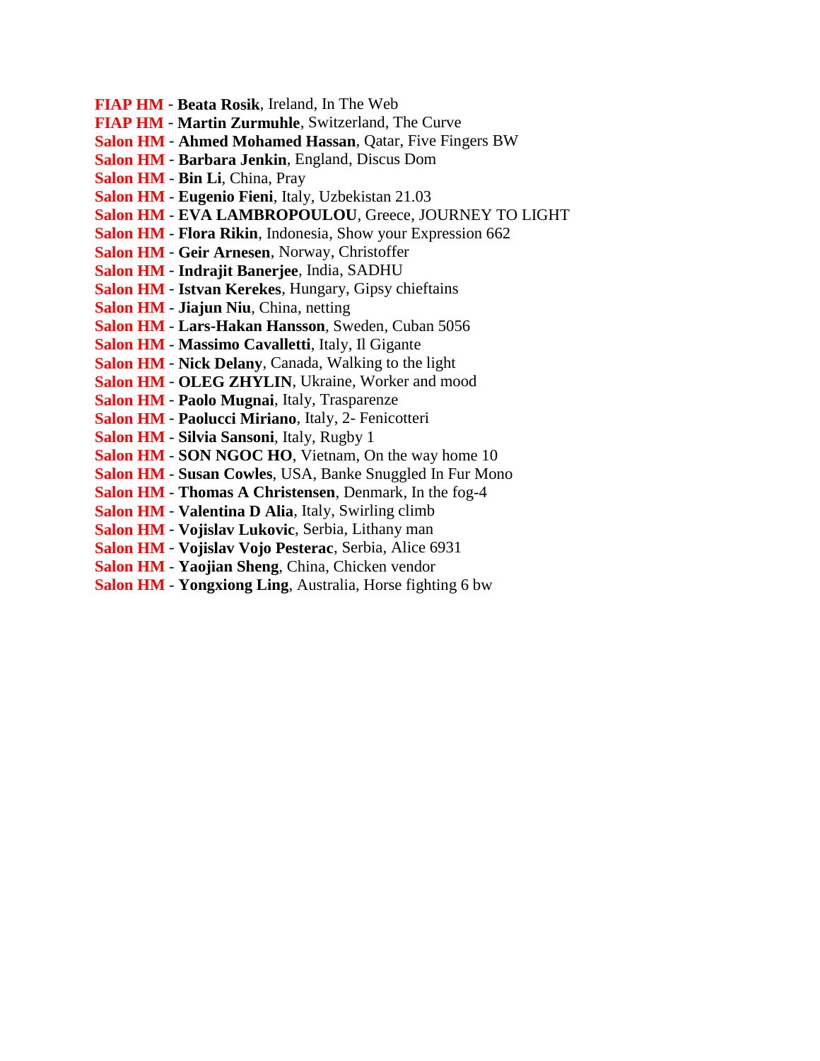**FIAP HM** - **Beata Rosik**, Ireland, In The Web
**FIAP HM** - **Martin Zurmuhle**, Switzerland, The Curve
**Salon HM** - **Ahmed Mohamed Hassan**, Qatar, Five Fingers BW
**Salon HM** - **Barbara Jenkin**, England, Discus Dom
**Salon HM** - **Bin Li**, China, Pray
**Salon HM** - **Eugenio Fieni**, Italy, Uzbekistan 21.03
**Salon HM** - **EVA LAMBROPOULOU**, Greece, JOURNEY TO LIGHT
**Salon HM** - **Flora Rikin**, Indonesia, Show your Expression 662
**Salon HM** - **Geir Arnesen**, Norway, Christoffer
**Salon HM** - **Indrajit Banerjee**, India, SADHU
**Salon HM** - **Istvan Kerekes**, Hungary, Gipsy chieftains
**Salon HM** - **Jiajun Niu**, China, netting
**Salon HM** - **Lars-Hakan Hansson**, Sweden, Cuban 5056
**Salon HM** - **Massimo Cavalletti**, Italy, Il Gigante
**Salon HM** - **Nick Delany**, Canada, Walking to the light
**Salon HM** - **OLEG ZHYLIN**, Ukraine, Worker and mood
**Salon HM** - **Paolo Mugnai**, Italy, Trasparenze
**Salon HM** - **Paolucci Miriano**, Italy, 2- Fenicotteri
**Salon HM** - **Silvia Sansoni**, Italy, Rugby 1
**Salon HM** - **SON NGOC HO**, Vietnam, On the way home 10
**Salon HM** - **Susan Cowles**, USA, Banke Snuggled In Fur Mono
**Salon HM** - **Thomas A Christensen**, Denmark, In the fog-4
**Salon HM** - **Valentina D Alia**, Italy, Swirling climb
**Salon HM** - **Vojislav Lukovic**, Serbia, Lithany man
**Salon HM** - **Vojislav Vojo Pesterac**, Serbia, Alice 6931
**Salon HM** - **Yaojian Sheng**, China, Chicken vendor
**Salon HM** - **Yongxiong Ling**, Australia, Horse fighting 6 bw